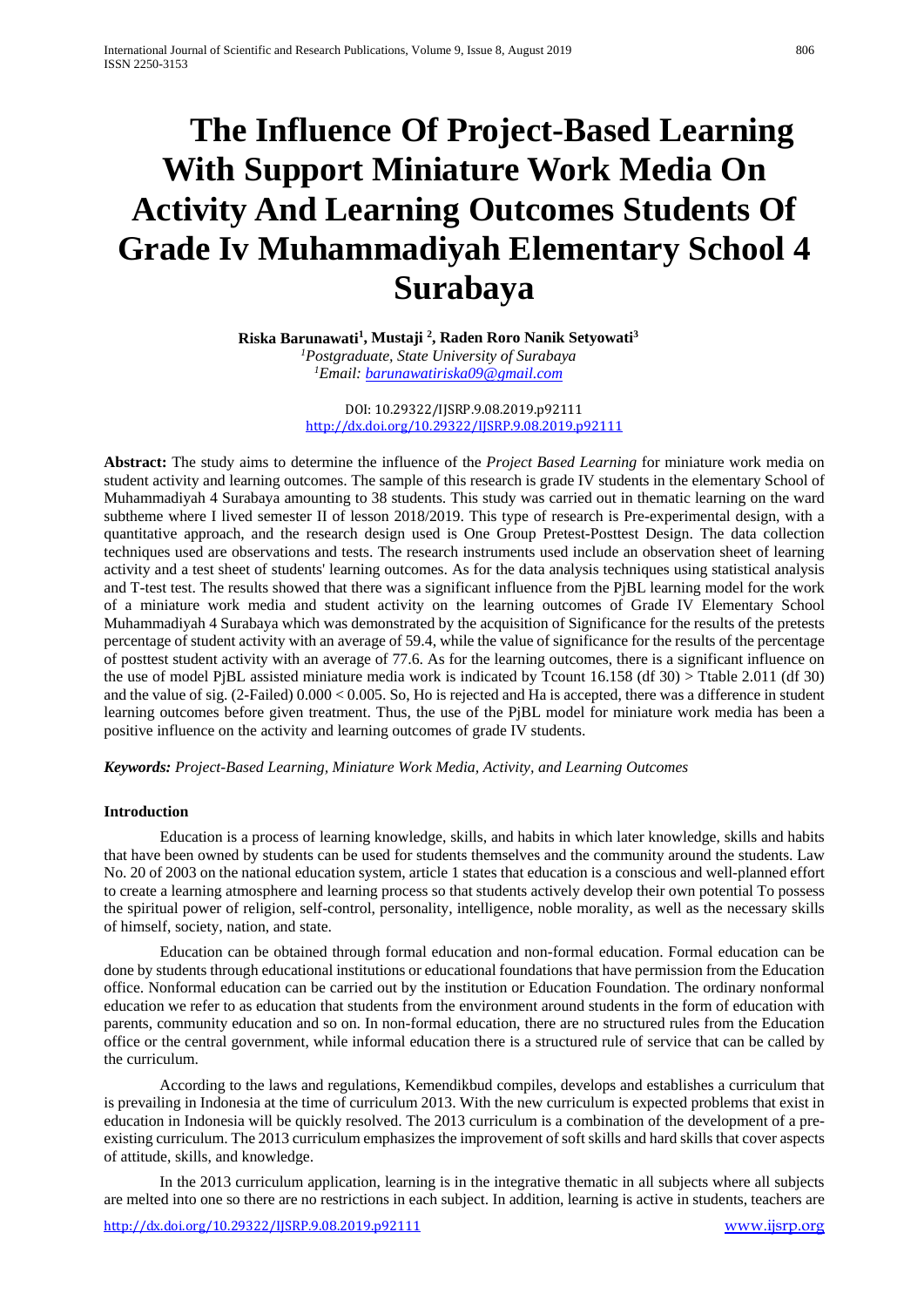# The Influence Of Project-Based Learning With Support Miniature Work Media On Activity And Learning Outcomes Students Of Grade Iv Muhammadiyah Elementary School 4 Surabaya

**Riska Barunawati[1], Mustaji [2], Raden Roro Nanik Setyowati[3]**

*[1]Postgraduate, State University of Surabaya*
*[1]Email: barunawatiriska09@gmail.com*

DOI: 10.29322/IJSRP.9.08.2019.p92111
http://dx.doi.org/10.29322/IJSRP.9.08.2019.p92111

**Abstract:** The study aims to determine the influence of the *Project Based Learning* for miniature work media on student activity and learning outcomes. The sample of this research is grade IV students in the elementary School of Muhammadiyah 4 Surabaya amounting to 38 students. This study was carried out in thematic learning on the ward subtheme where I lived semester II of lesson 2018/2019. This type of research is Pre-experimental design, with a quantitative approach, and the research design used is One Group Pretest-Posttest Design. The data collection techniques used are observations and tests. The research instruments used include an observation sheet of learning activity and a test sheet of students' learning outcomes. As for the data analysis techniques using statistical analysis and T-test test. The results showed that there was a significant influence from the PjBL learning model for the work of a miniature work media and student activity on the learning outcomes of Grade IV Elementary School Muhammadiyah 4 Surabaya which was demonstrated by the acquisition of Significance for the results of the pretests percentage of student activity with an average of 59.4, while the value of significance for the results of the percentage of posttest student activity with an average of 77.6. As for the learning outcomes, there is a significant influence on the use of model PjBL assisted miniature media work is indicated by Tcount 16.158 (df 30) > Ttable 2.011 (df 30) and the value of sig. (2-Failed) $0.000 < 0.005$. So, Ho is rejected and Ha is accepted, there was a difference in student learning outcomes before given treatment. Thus, the use of the PjBL model for miniature work media has been a positive influence on the activity and learning outcomes of grade IV students.

***Keywords:*** *Project-Based Learning, Miniature Work Media, Activity, and Learning Outcomes*

## Introduction

Education is a process of learning knowledge, skills, and habits in which later knowledge, skills and habits that have been owned by students can be used for students themselves and the community around the students. Law No. 20 of 2003 on the national education system, article 1 states that education is a conscious and well-planned effort to create a learning atmosphere and learning process so that students actively develop their own potential To possess the spiritual power of religion, self-control, personality, intelligence, noble morality, as well as the necessary skills of himself, society, nation, and state.

Education can be obtained through formal education and non-formal education. Formal education can be done by students through educational institutions or educational foundations that have permission from the Education office. Nonformal education can be carried out by the institution or Education Foundation. The ordinary nonformal education we refer to as education that students from the environment around students in the form of education with parents, community education and so on. In non-formal education, there are no structured rules from the Education office or the central government, while informal education there is a structured rule of service that can be called by the curriculum.

According to the laws and regulations, Kemendikbud compiles, develops and establishes a curriculum that is prevailing in Indonesia at the time of curriculum 2013. With the new curriculum is expected problems that exist in education in Indonesia will be quickly resolved. The 2013 curriculum is a combination of the development of a pre-existing curriculum. The 2013 curriculum emphasizes the improvement of soft skills and hard skills that cover aspects of attitude, skills, and knowledge.

In the 2013 curriculum application, learning is in the integrative thematic in all subjects where all subjects are melted into one so there are no restrictions in each subject. In addition, learning is active in students, teachers are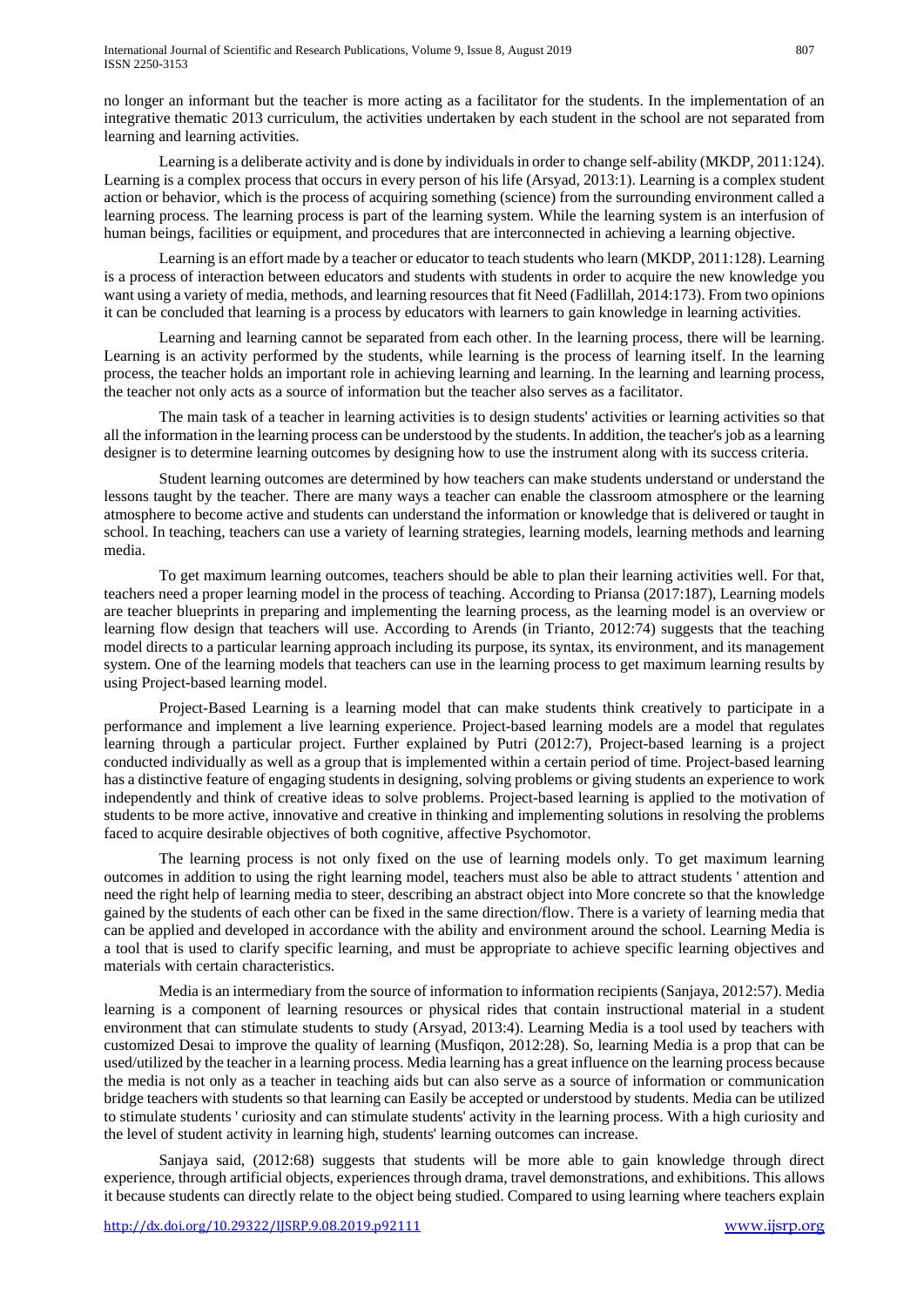no longer an informant but the teacher is more acting as a facilitator for the students. In the implementation of an integrative thematic 2013 curriculum, the activities undertaken by each student in the school are not separated from learning and learning activities.

Learning is a deliberate activity and is done by individuals in order to change self-ability (MKDP, 2011:124). Learning is a complex process that occurs in every person of his life (Arsyad, 2013:1). Learning is a complex student action or behavior, which is the process of acquiring something (science) from the surrounding environment called a learning process. The learning process is part of the learning system. While the learning system is an interfusion of human beings, facilities or equipment, and procedures that are interconnected in achieving a learning objective.

Learning is an effort made by a teacher or educator to teach students who learn (MKDP, 2011:128). Learning is a process of interaction between educators and students with students in order to acquire the new knowledge you want using a variety of media, methods, and learning resources that fit Need (Fadlillah, 2014:173). From two opinions it can be concluded that learning is a process by educators with learners to gain knowledge in learning activities.

Learning and learning cannot be separated from each other. In the learning process, there will be learning. Learning is an activity performed by the students, while learning is the process of learning itself. In the learning process, the teacher holds an important role in achieving learning and learning. In the learning and learning process, the teacher not only acts as a source of information but the teacher also serves as a facilitator.

The main task of a teacher in learning activities is to design students' activities or learning activities so that all the information in the learning process can be understood by the students. In addition, the teacher's job as a learning designer is to determine learning outcomes by designing how to use the instrument along with its success criteria.

Student learning outcomes are determined by how teachers can make students understand or understand the lessons taught by the teacher. There are many ways a teacher can enable the classroom atmosphere or the learning atmosphere to become active and students can understand the information or knowledge that is delivered or taught in school. In teaching, teachers can use a variety of learning strategies, learning models, learning methods and learning media.

To get maximum learning outcomes, teachers should be able to plan their learning activities well. For that, teachers need a proper learning model in the process of teaching. According to Priansa (2017:187), Learning models are teacher blueprints in preparing and implementing the learning process, as the learning model is an overview or learning flow design that teachers will use. According to Arends (in Trianto, 2012:74) suggests that the teaching model directs to a particular learning approach including its purpose, its syntax, its environment, and its management system. One of the learning models that teachers can use in the learning process to get maximum learning results by using Project-based learning model.

Project-Based Learning is a learning model that can make students think creatively to participate in a performance and implement a live learning experience. Project-based learning models are a model that regulates learning through a particular project. Further explained by Putri (2012:7), Project-based learning is a project conducted individually as well as a group that is implemented within a certain period of time. Project-based learning has a distinctive feature of engaging students in designing, solving problems or giving students an experience to work independently and think of creative ideas to solve problems. Project-based learning is applied to the motivation of students to be more active, innovative and creative in thinking and implementing solutions in resolving the problems faced to acquire desirable objectives of both cognitive, affective Psychomotor.

The learning process is not only fixed on the use of learning models only. To get maximum learning outcomes in addition to using the right learning model, teachers must also be able to attract students ' attention and need the right help of learning media to steer, describing an abstract object into More concrete so that the knowledge gained by the students of each other can be fixed in the same direction/flow. There is a variety of learning media that can be applied and developed in accordance with the ability and environment around the school. Learning Media is a tool that is used to clarify specific learning, and must be appropriate to achieve specific learning objectives and materials with certain characteristics.

Media is an intermediary from the source of information to information recipients (Sanjaya, 2012:57). Media learning is a component of learning resources or physical rides that contain instructional material in a student environment that can stimulate students to study (Arsyad, 2013:4). Learning Media is a tool used by teachers with customized Desai to improve the quality of learning (Musfiqon, 2012:28). So, learning Media is a prop that can be used/utilized by the teacher in a learning process. Media learning has a great influence on the learning process because the media is not only as a teacher in teaching aids but can also serve as a source of information or communication bridge teachers with students so that learning can Easily be accepted or understood by students. Media can be utilized to stimulate students ' curiosity and can stimulate students' activity in the learning process. With a high curiosity and the level of student activity in learning high, students' learning outcomes can increase.

Sanjaya said, (2012:68) suggests that students will be more able to gain knowledge through direct experience, through artificial objects, experiences through drama, travel demonstrations, and exhibitions. This allows it because students can directly relate to the object being studied. Compared to using learning where teachers explain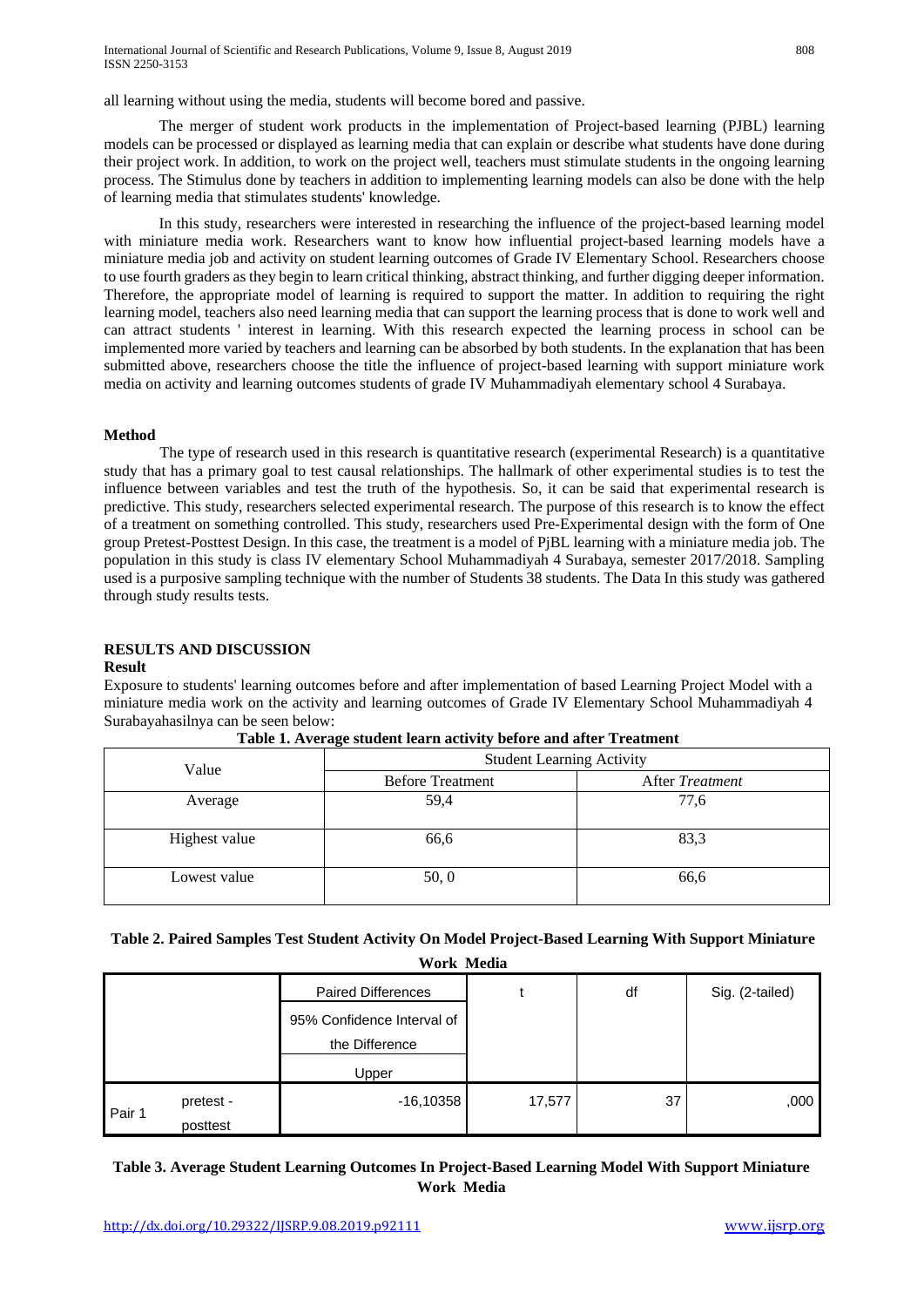all learning without using the media, students will become bored and passive.

The merger of student work products in the implementation of Project-based learning (PJBL) learning models can be processed or displayed as learning media that can explain or describe what students have done during their project work. In addition, to work on the project well, teachers must stimulate students in the ongoing learning process. The Stimulus done by teachers in addition to implementing learning models can also be done with the help of learning media that stimulates students' knowledge.

In this study, researchers were interested in researching the influence of the project-based learning model with miniature media work. Researchers want to know how influential project-based learning models have a miniature media job and activity on student learning outcomes of Grade IV Elementary School. Researchers choose to use fourth graders as they begin to learn critical thinking, abstract thinking, and further digging deeper information. Therefore, the appropriate model of learning is required to support the matter. In addition to requiring the right learning model, teachers also need learning media that can support the learning process that is done to work well and can attract students ' interest in learning. With this research expected the learning process in school can be implemented more varied by teachers and learning can be absorbed by both students. In the explanation that has been submitted above, researchers choose the title the influence of project-based learning with support miniature work media on activity and learning outcomes students of grade IV Muhammadiyah elementary school 4 Surabaya.

## Method

The type of research used in this research is quantitative research (experimental Research) is a quantitative study that has a primary goal to test causal relationships. The hallmark of other experimental studies is to test the influence between variables and test the truth of the hypothesis. So, it can be said that experimental research is predictive. This study, researchers selected experimental research. The purpose of this research is to know the effect of a treatment on something controlled. This study, researchers used Pre-Experimental design with the form of One group Pretest-Posttest Design. In this case, the treatment is a model of PjBL learning with a miniature media job. The population in this study is class IV elementary School Muhammadiyah 4 Surabaya, semester 2017/2018. Sampling used is a purposive sampling technique with the number of Students 38 students. The Data In this study was gathered through study results tests.

## RESULTS AND DISCUSSION

### Result

Exposure to students' learning outcomes before and after implementation of based Learning Project Model with a miniature media work on the activity and learning outcomes of Grade IV Elementary School Muhammadiyah 4 Surabayahasilnya can be seen below:

**Table 1. Average student learn activity before and after Treatment**

| Value | Student Learning Activity | |
|---|---|---|
| | Before Treatment | After *Treatment* |
| Average | 59,4 | 77,6 |
| Highest value | 66,6 | 83,3 |
| Lowest value | 50, 0 | 66,6 |

**Table 2. Paired Samples Test Student Activity On Model Project-Based Learning With Support Miniature Work Media**

| | | Paired Differences | t | df | Sig. (2-tailed) |
|---|---|---|---|---|---|
| | | 95% Confidence Interval of the Difference | | | |
| | | Upper | | | |
| Pair 1 | pretest - posttest | -16,10358 | 17,577 | 37 | ,000 |

**Table 3. Average Student Learning Outcomes In Project-Based Learning Model With Support Miniature Work Media**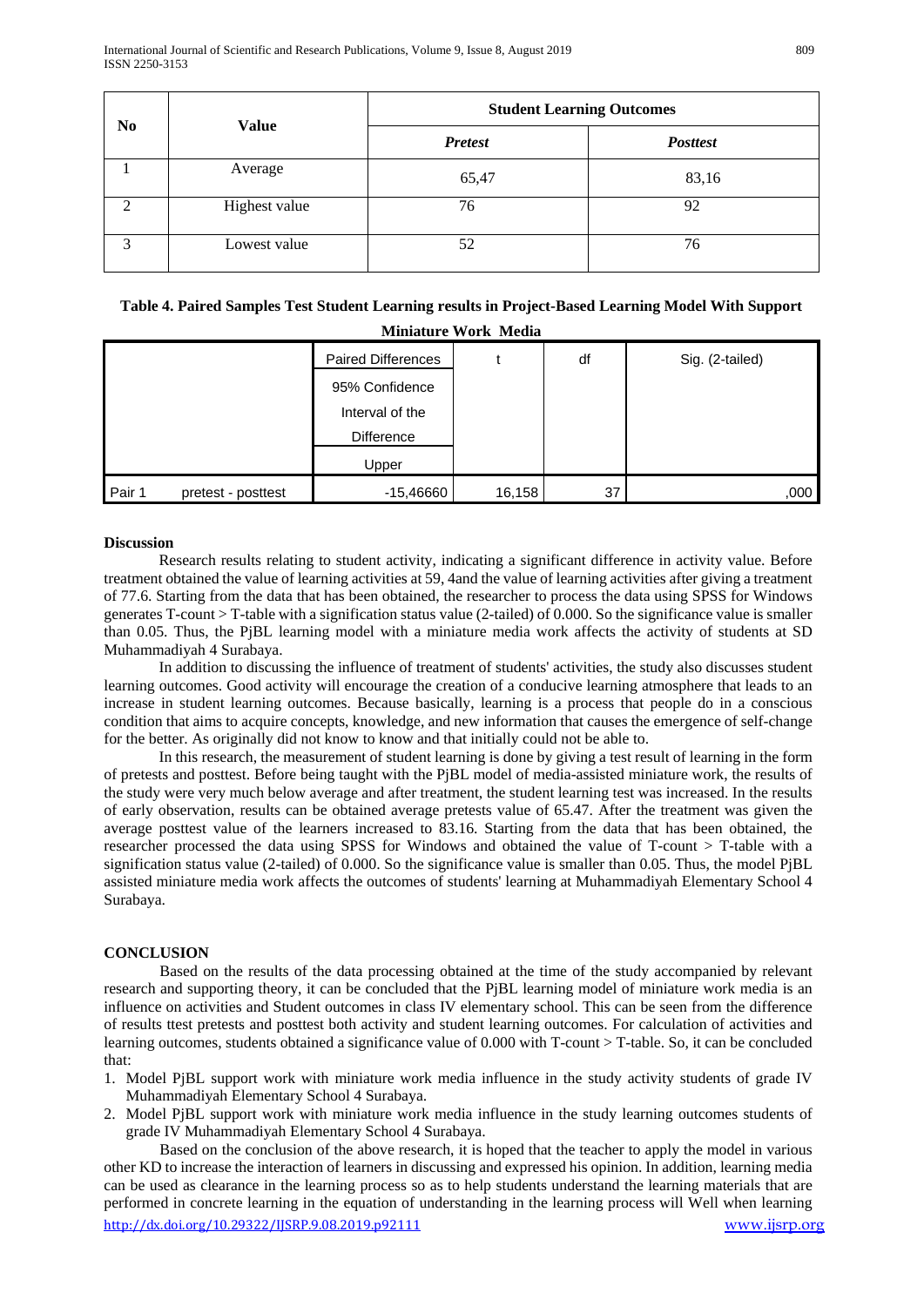| No | Value | Student Learning Outcomes | |
|---|---|---|---|
| | | *Pretest* | *Posttest* |
| 1 | Average | 65,47 | 83,16 |
| 2 | Highest value | 76 | 92 |
| 3 | Lowest value | 52 | 76 |

**Table 4. Paired Samples Test Student Learning results in Project-Based Learning Model With Support Miniature Work Media**

| | | Paired Differences | t | df | Sig. (2-tailed) |
|---|---|---|---|---|---|
| | | 95% Confidence Interval of the Difference | | | |
| | | Upper | | | |
| Pair 1 | pretest - posttest | -15,46660 | 16,158 | 37 | ,000 |

**Discussion**

Research results relating to student activity, indicating a significant difference in activity value. Before treatment obtained the value of learning activities at 59, 4and the value of learning activities after giving a treatment of 77.6. Starting from the data that has been obtained, the researcher to process the data using SPSS for Windows generates T-count > T-table with a signification status value (2-tailed) of 0.000. So the significance value is smaller than 0.05. Thus, the PjBL learning model with a miniature media work affects the activity of students at SD Muhammadiyah 4 Surabaya.

In addition to discussing the influence of treatment of students' activities, the study also discusses student learning outcomes. Good activity will encourage the creation of a conducive learning atmosphere that leads to an increase in student learning outcomes. Because basically, learning is a process that people do in a conscious condition that aims to acquire concepts, knowledge, and new information that causes the emergence of self-change for the better. As originally did not know to know and that initially could not be able to.

In this research, the measurement of student learning is done by giving a test result of learning in the form of pretests and posttest. Before being taught with the PjBL model of media-assisted miniature work, the results of the study were very much below average and after treatment, the student learning test was increased. In the results of early observation, results can be obtained average pretests value of 65.47. After the treatment was given the average posttest value of the learners increased to 83.16. Starting from the data that has been obtained, the researcher processed the data using SPSS for Windows and obtained the value of T-count > T-table with a signification status value (2-tailed) of 0.000. So the significance value is smaller than 0.05. Thus, the model PjBL assisted miniature media work affects the outcomes of students' learning at Muhammadiyah Elementary School 4 Surabaya.

**CONCLUSION**

Based on the results of the data processing obtained at the time of the study accompanied by relevant research and supporting theory, it can be concluded that the PjBL learning model of miniature work media is an influence on activities and Student outcomes in class IV elementary school. This can be seen from the difference of results ttest pretests and posttest both activity and student learning outcomes. For calculation of activities and learning outcomes, students obtained a significance value of 0.000 with T-count > T-table. So, it can be concluded that:

1. Model PjBL support work with miniature work media influence in the study activity students of grade IV Muhammadiyah Elementary School 4 Surabaya.
2. Model PjBL support work with miniature work media influence in the study learning outcomes students of grade IV Muhammadiyah Elementary School 4 Surabaya.

Based on the conclusion of the above research, it is hoped that the teacher to apply the model in various other KD to increase the interaction of learners in discussing and expressed his opinion. In addition, learning media can be used as clearance in the learning process so as to help students understand the learning materials that are performed in concrete learning in the equation of understanding in the learning process will Well when learning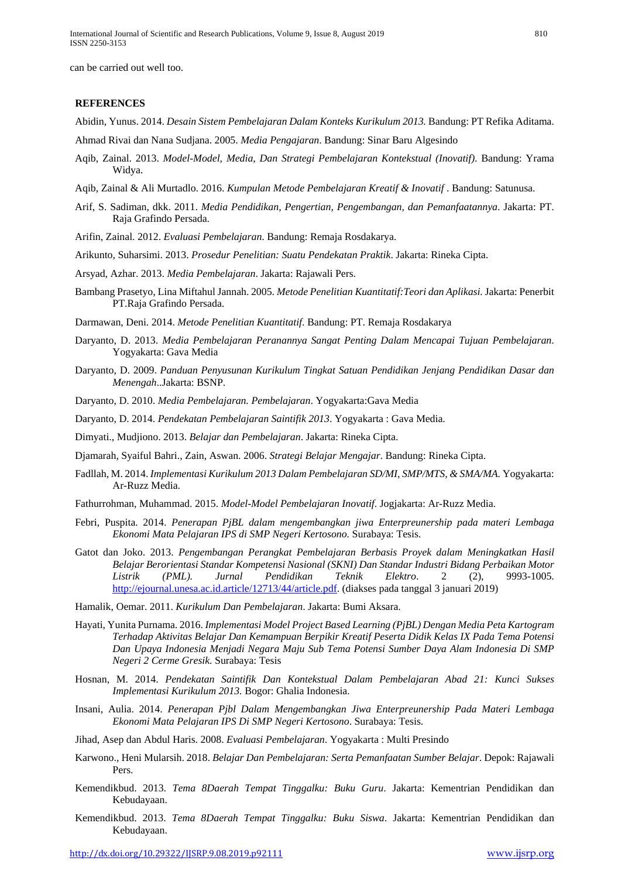can be carried out well too.

## REFERENCES

Abidin, Yunus. 2014. *Desain Sistem Pembelajaran Dalam Konteks Kurikulum 2013.* Bandung: PT Refika Aditama.

Ahmad Rivai dan Nana Sudjana. 2005. *Media Pengajaran*. Bandung: Sinar Baru Algesindo

Aqib, Zainal. 2013. *Model-Model, Media, Dan Strategi Pembelajaran Kontekstual (Inovatif)*. Bandung: Yrama Widya.

Aqib, Zainal & Ali Murtadlo. 2016. *Kumpulan Metode Pembelajaran Kreatif & Inovatif* . Bandung: Satunusa.

Arif, S. Sadiman, dkk. 2011. *Media Pendidikan, Pengertian, Pengembangan, dan Pemanfaatannya*. Jakarta: PT. Raja Grafindo Persada.

Arifin, Zainal. 2012. *Evaluasi Pembelajaran.* Bandung: Remaja Rosdakarya.

Arikunto, Suharsimi. 2013. *Prosedur Penelitian: Suatu Pendekatan Praktik*. Jakarta: Rineka Cipta.

Arsyad, Azhar. 2013. *Media Pembelajaran*. Jakarta: Rajawali Pers.

Bambang Prasetyo, Lina Miftahul Jannah. 2005. *Metode Penelitian Kuantitatif:Teori dan Aplikasi.* Jakarta: Penerbit PT.Raja Grafindo Persada.

Darmawan, Deni. 2014. *Metode Penelitian Kuantitatif*. Bandung: PT. Remaja Rosdakarya

Daryanto, D. 2013. *Media Pembelajaran Peranannya Sangat Penting Dalam Mencapai Tujuan Pembelajaran*. Yogyakarta: Gava Media

Daryanto, D. 2009. *Panduan Penyusunan Kurikulum Tingkat Satuan Pendidikan Jenjang Pendidikan Dasar dan Menengah*..Jakarta: BSNP.

Daryanto, D. 2010. *Media Pembelajaran. Pembelajaran*. Yogyakarta:Gava Media

Daryanto, D. 2014. *Pendekatan Pembelajaran Saintifik 2013*. Yogyakarta : Gava Media.

Dimyati., Mudjiono. 2013. *Belajar dan Pembelajaran*. Jakarta: Rineka Cipta.

Djamarah, Syaiful Bahri., Zain, Aswan. 2006. *Strategi Belajar Mengajar*. Bandung: Rineka Cipta.

Fadllah, M. 2014. *Implementasi Kurikulum 2013 Dalam Pembelajaran SD/MI, SMP/MTS, & SMA/MA.* Yogyakarta: Ar-Ruzz Media.

Fathurrohman, Muhammad. 2015. *Model-Model Pembelajaran Inovatif*. Jogjakarta: Ar-Ruzz Media.

Febri, Puspita. 2014. *Penerapan PjBL dalam mengembangkan jiwa Enterpreunership pada materi Lembaga Ekonomi Mata Pelajaran IPS di SMP Negeri Kertosono.* Surabaya: Tesis.

Gatot dan Joko. 2013. *Pengembangan Perangkat Pembelajaran Berbasis Proyek dalam Meningkatkan Hasil Belajar Berorientasi Standar Kompetensi Nasional (SKNI) Dan Standar Industri Bidang Perbaikan Motor Listrik (PML). Jurnal Pendidikan Teknik Elektro*. 2 (2), 9993-1005. http://ejournal.unesa.ac.id.article/12713/44/article.pdf. (diakses pada tanggal 3 januari 2019)

Hamalik, Oemar. 2011. *Kurikulum Dan Pembelajaran*. Jakarta: Bumi Aksara.

Hayati, Yunita Purnama. 2016. *Implementasi Model Project Based Learning (PjBL) Dengan Media Peta Kartogram Terhadap Aktivitas Belajar Dan Kemampuan Berpikir Kreatif Peserta Didik Kelas IX Pada Tema Potensi Dan Upaya Indonesia Menjadi Negara Maju Sub Tema Potensi Sumber Daya Alam Indonesia Di SMP Negeri 2 Cerme Gresik.* Surabaya: Tesis

Hosnan, M. 2014. *Pendekatan Saintifik Dan Kontekstual Dalam Pembelajaran Abad 21: Kunci Sukses Implementasi Kurikulum 2013.* Bogor: Ghalia Indonesia.

Insani, Aulia. 2014. *Penerapan Pjbl Dalam Mengembangkan Jiwa Enterpreunership Pada Materi Lembaga Ekonomi Mata Pelajaran IPS Di SMP Negeri Kertosono*. Surabaya: Tesis.

Jihad, Asep dan Abdul Haris. 2008. *Evaluasi Pembelajaran*. Yogyakarta : Multi Presindo

Karwono., Heni Mularsih. 2018. *Belajar Dan Pembelajaran: Serta Pemanfaatan Sumber Belajar*. Depok: Rajawali Pers.

Kemendikbud. 2013. *Tema 8Daerah Tempat Tinggalku: Buku Guru*. Jakarta: Kementrian Pendidikan dan Kebudayaan.

Kemendikbud. 2013. *Tema 8Daerah Tempat Tinggalku: Buku Siswa*. Jakarta: Kementrian Pendidikan dan Kebudayaan.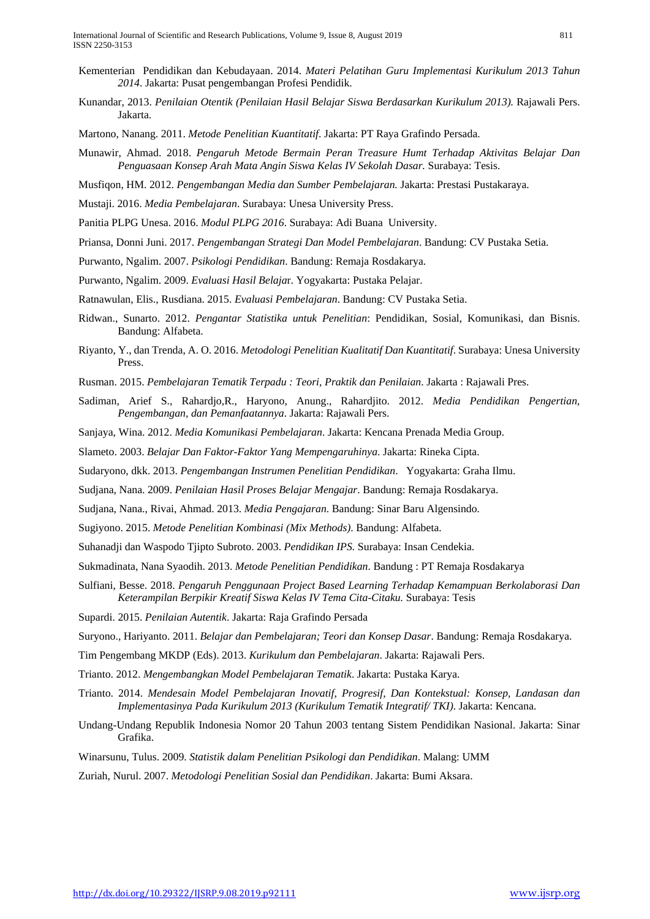Kementerian Pendidikan dan Kebudayaan. 2014. *Materi Pelatihan Guru Implementasi Kurikulum 2013 Tahun 2014*. Jakarta: Pusat pengembangan Profesi Pendidik.

Kunandar, 2013. *Penilaian Otentik (Penilaian Hasil Belajar Siswa Berdasarkan Kurikulum 2013).* Rajawali Pers. Jakarta.

Martono, Nanang. 2011. *Metode Penelitian Kuantitatif*. Jakarta: PT Raya Grafindo Persada.

Munawir, Ahmad. 2018. *Pengaruh Metode Bermain Peran Treasure Humt Terhadap Aktivitas Belajar Dan Penguasaan Konsep Arah Mata Angin Siswa Kelas IV Sekolah Dasar.* Surabaya: Tesis.

Musfiqon, HM. 2012. *Pengembangan Media dan Sumber Pembelajaran.* Jakarta: Prestasi Pustakaraya.

Mustaji. 2016. *Media Pembelajaran*. Surabaya: Unesa University Press.

Panitia PLPG Unesa. 2016. *Modul PLPG 2016*. Surabaya: Adi Buana University.

Priansa, Donni Juni. 2017. *Pengembangan Strategi Dan Model Pembelajaran*. Bandung: CV Pustaka Setia.

Purwanto, Ngalim. 2007. *Psikologi Pendidikan*. Bandung: Remaja Rosdakarya.

Purwanto, Ngalim. 2009. *Evaluasi Hasil Belaja*r. Yogyakarta: Pustaka Pelajar.

Ratnawulan, Elis., Rusdiana. 2015. *Evaluasi Pembelajaran*. Bandung: CV Pustaka Setia.

Ridwan., Sunarto. 2012. *Pengantar Statistika untuk Penelitian*: Pendidikan, Sosial, Komunikasi, dan Bisnis. Bandung: Alfabeta.

Riyanto, Y., dan Trenda, A. O. 2016. *Metodologi Penelitian Kualitatif Dan Kuantitatif*. Surabaya: Unesa University Press.

Rusman. 2015. *Pembelajaran Tematik Terpadu : Teori, Praktik dan Penilaian*. Jakarta : Rajawali Pres.

Sadiman, Arief S., Rahardjo,R., Haryono, Anung., Rahardjito. 2012. *Media Pendidikan Pengertian, Pengembangan, dan Pemanfaatannya*. Jakarta: Rajawali Pers.

Sanjaya, Wina. 2012. *Media Komunikasi Pembelajaran*. Jakarta: Kencana Prenada Media Group.

Slameto. 2003. *Belajar Dan Faktor-Faktor Yang Mempengaruhinya*. Jakarta: Rineka Cipta.

Sudaryono, dkk. 2013. *Pengembangan Instrumen Penelitian Pendidikan*. Yogyakarta: Graha Ilmu.

Sudjana, Nana. 2009. *Penilaian Hasil Proses Belajar Mengajar*. Bandung: Remaja Rosdakarya.

Sudjana, Nana., Rivai, Ahmad. 2013. *Media Pengajaran*. Bandung: Sinar Baru Algensindo.

Sugiyono. 2015. *Metode Penelitian Kombinasi (Mix Methods)*. Bandung: Alfabeta.

Suhanadji dan Waspodo Tjipto Subroto. 2003. *Pendidikan IPS.* Surabaya: Insan Cendekia.

Sukmadinata, Nana Syaodih. 2013. *Metode Penelitian Pendidikan*. Bandung : PT Remaja Rosdakarya

Sulfiani, Besse. 2018. *Pengaruh Penggunaan Project Based Learning Terhadap Kemampuan Berkolaborasi Dan Keterampilan Berpikir Kreatif Siswa Kelas IV Tema Cita-Citaku.* Surabaya: Tesis

Supardi. 2015. *Penilaian Autentik*. Jakarta: Raja Grafindo Persada

Suryono., Hariyanto. 2011. *Belajar dan Pembelajaran; Teori dan Konsep Dasar*. Bandung: Remaja Rosdakarya.

Tim Pengembang MKDP (Eds). 2013. *Kurikulum dan Pembelajaran*. Jakarta: Rajawali Pers.

Trianto. 2012. *Mengembangkan Model Pembelajaran Tematik*. Jakarta: Pustaka Karya.

Trianto. 2014. *Mendesain Model Pembelajaran Inovatif, Progresif, Dan Kontekstual: Konsep, Landasan dan Implementasinya Pada Kurikulum 2013 (Kurikulum Tematik Integratif/ TKI)*. Jakarta: Kencana.

Undang-Undang Republik Indonesia Nomor 20 Tahun 2003 tentang Sistem Pendidikan Nasional. Jakarta: Sinar Grafika.

Winarsunu, Tulus. 2009. *Statistik dalam Penelitian Psikologi dan Pendidikan*. Malang: UMM

Zuriah, Nurul. 2007. *Metodologi Penelitian Sosial dan Pendidikan*. Jakarta: Bumi Aksara.